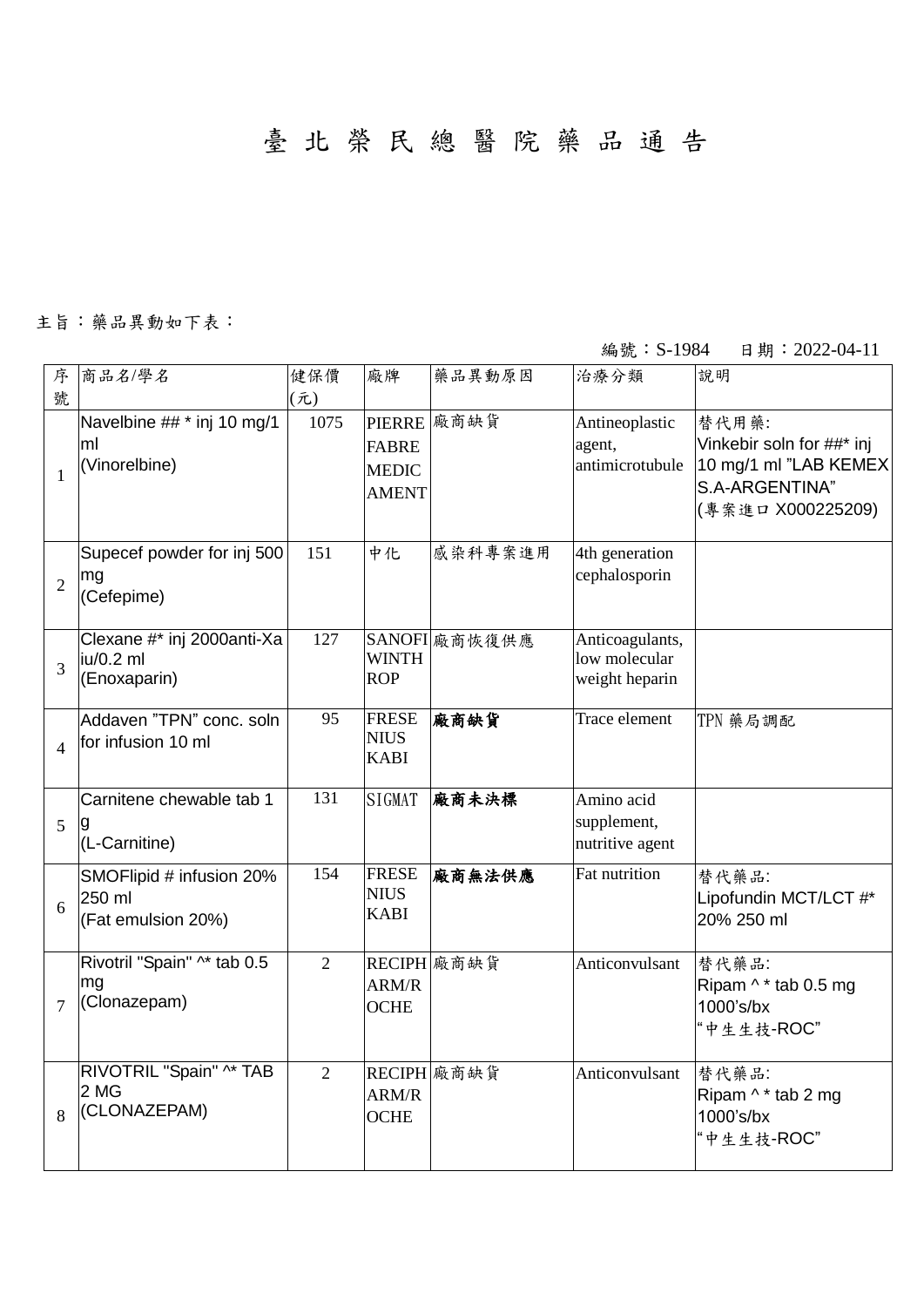# 臺 北 榮 民 總 醫 院 藥 品 通 告

主旨：藥品異動如下表：

編號：S-1984　　日期：2022-04-11

| 序號 | 商品名/學名 | 健保價(元) | 廠牌 | 藥品異動原因 | 治療分類 | 說明 |
|---|---|---|---|---|---|---|
| 1 | Navelbine ## * inj 10 mg/1 ml (Vinorelbine) | 1075 | PIERRE FABRE MEDICAMENT | 廠商缺貨 | Antineoplastic agent, antimicrotubule | 替代用藥: Vinkebir soln for ##* inj 10 mg/1 ml "LAB KEMEX S.A-ARGENTINA" (專案進口 X000225209) |
| 2 | Supecef powder for inj 500 mg (Cefepime) | 151 | 中化 | 感染科專案進用 | 4th generation cephalosporin | |
| 3 | Clexane #* inj 2000anti-Xa iu/0.2 ml (Enoxaparin) | 127 | SANOFI WINTHROP | 廠商恢復供應 | Anticoagulants, low molecular weight heparin | |
| 4 | Addaven "TPN" conc. soln for infusion 10 ml | 95 | FRESENIUS KABI | **廠商缺貨** | Trace element | TPN 藥局調配 |
| 5 | Carnitene chewable tab 1 g (L-Carnitine) | 131 | SIGMAT | **廠商未決標** | Amino acid supplement, nutritive agent | |
| 6 | SMOFlipid # infusion 20% 250 ml (Fat emulsion 20%) | 154 | FRESENIUS KABI | **廠商無法供應** | Fat nutrition | 替代藥品: Lipofundin MCT/LCT #* 20% 250 ml |
| 7 | Rivotril "Spain" ^* tab 0.5 mg (Clonazepam) | 2 | RECIPHARM/ROCHE | 廠商缺貨 | Anticonvulsant | 替代藥品: Ripam ^ * tab 0.5 mg 1000's/bx "中生生技-ROC" |
| 8 | RIVOTRIL "Spain" ^* TAB 2 MG (CLONAZEPAM) | 2 | RECIPHARM/ROCHE | 廠商缺貨 | Anticonvulsant | 替代藥品: Ripam ^ * tab 2 mg 1000's/bx "中生生技-ROC" |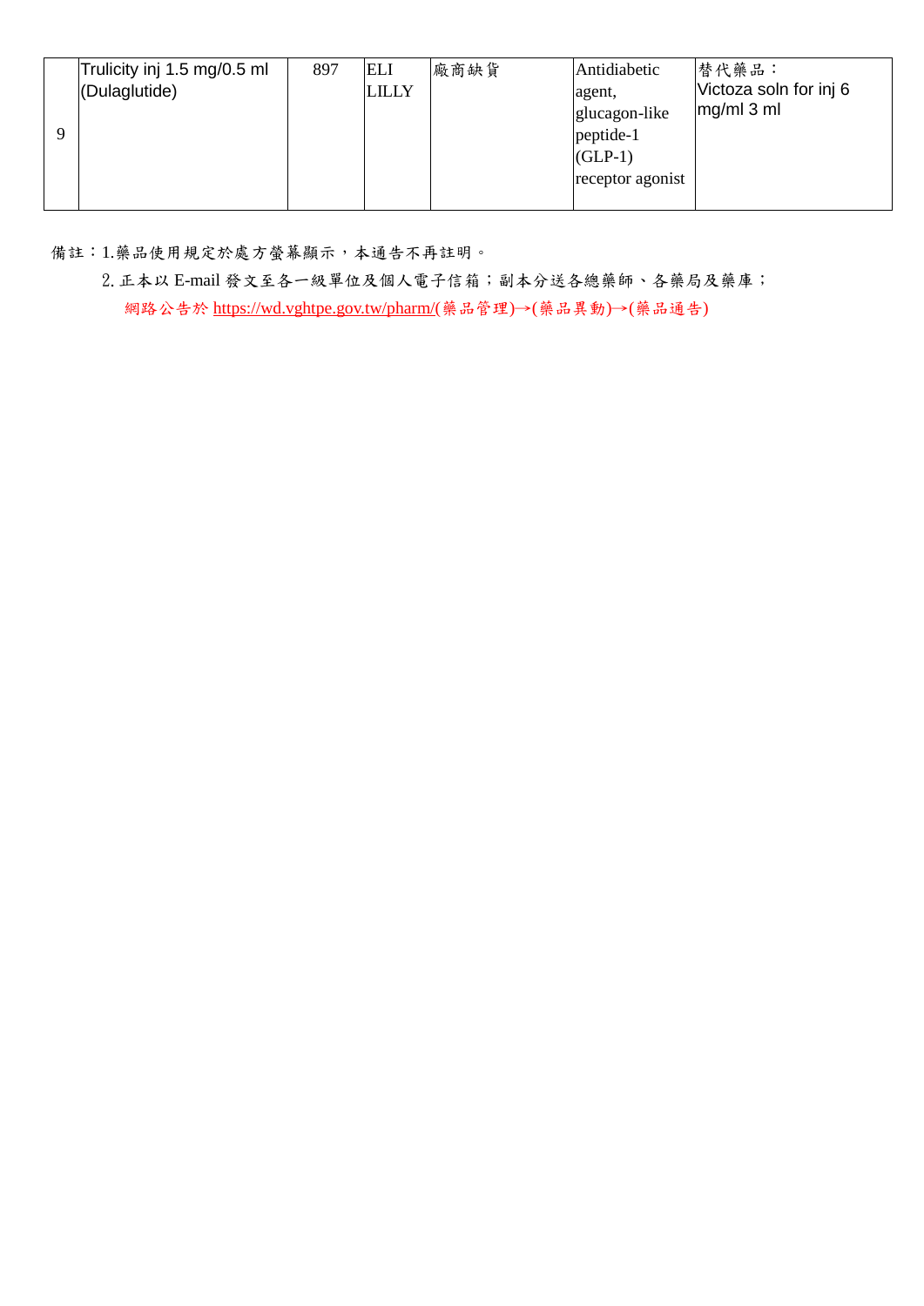| | | | | | | |
|---|---|---|---|---|---|---|
| 9 | Trulicity inj 1.5 mg/0.5 ml (Dulaglutide) | 897 | ELI LILLY | 廠商缺貨 | Antidiabetic agent, glucagon-like peptide-1 (GLP-1) receptor agonist | 替代藥品：Victoza soln for inj 6 mg/ml 3 ml |

備註：1.藥品使用規定於處方螢幕顯示，本通告不再註明。

2. 正本以 E-mail 發文至各一級單位及個人電子信箱；副本分送各總藥師、各藥局及藥庫；

網路公告於 https://wd.vghtpe.gov.tw/pharm/(藥品管理)→(藥品異動)→(藥品通告)